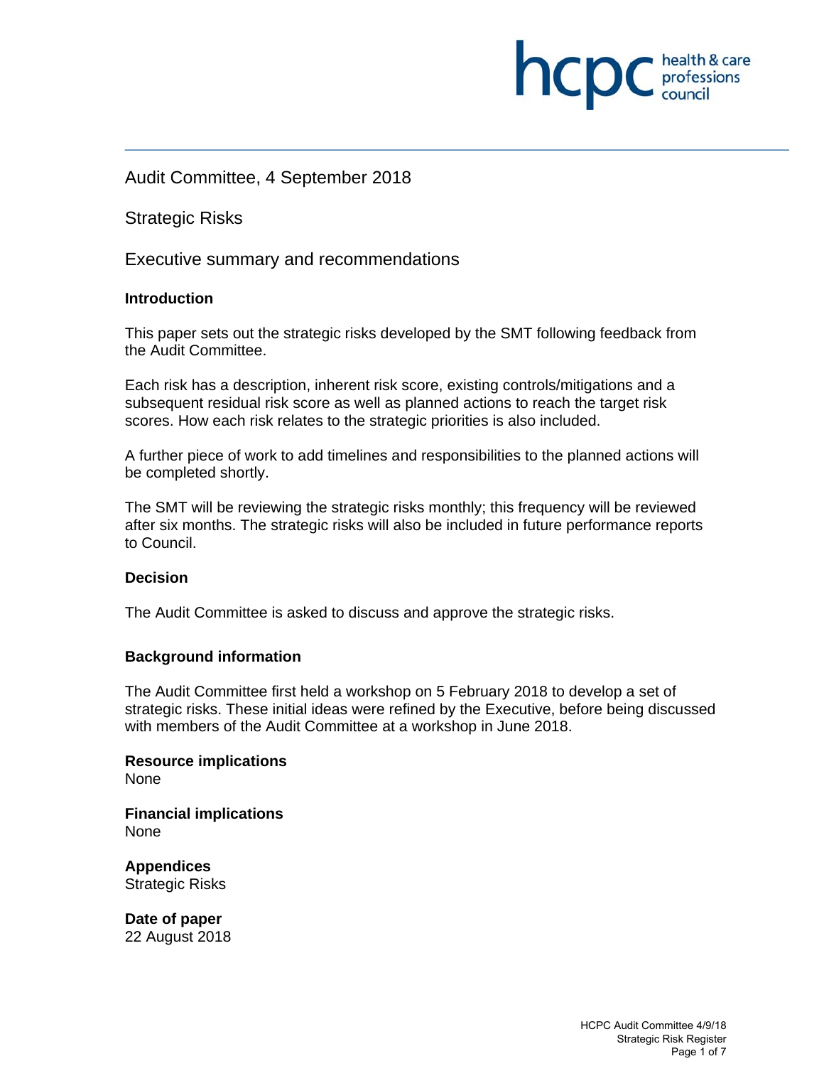Audit Committee, 4 September 2018

# Strategic Risks

## Executive summary and recommendations

### Introduction

This paper sets out the strategic risks developed by the SMT following feedback from the Audit Committee.

Each risk has a description, inherent risk score, existing controls/mitigations and a subsequent residual risk score as well as planned actions to reach the target risk scores. How each risk relates to the strategic priorities is also included.

A further piece of work to add timelines and responsibilities to the planned actions will be completed shortly.

The SMT will be reviewing the strategic risks monthly; this frequency will be reviewed after six months. The strategic risks will also be included in future performance reports to Council.

### Decision

The Audit Committee is asked to discuss and approve the strategic risks.

### Background information

The Audit Committee first held a workshop on 5 February 2018 to develop a set of strategic risks. These initial ideas were refined by the Executive, before being discussed with members of the Audit Committee at a workshop in June 2018.

**Resource implications**
None

**Financial implications**
None

**Appendices**
Strategic Risks

**Date of paper**
22 August 2018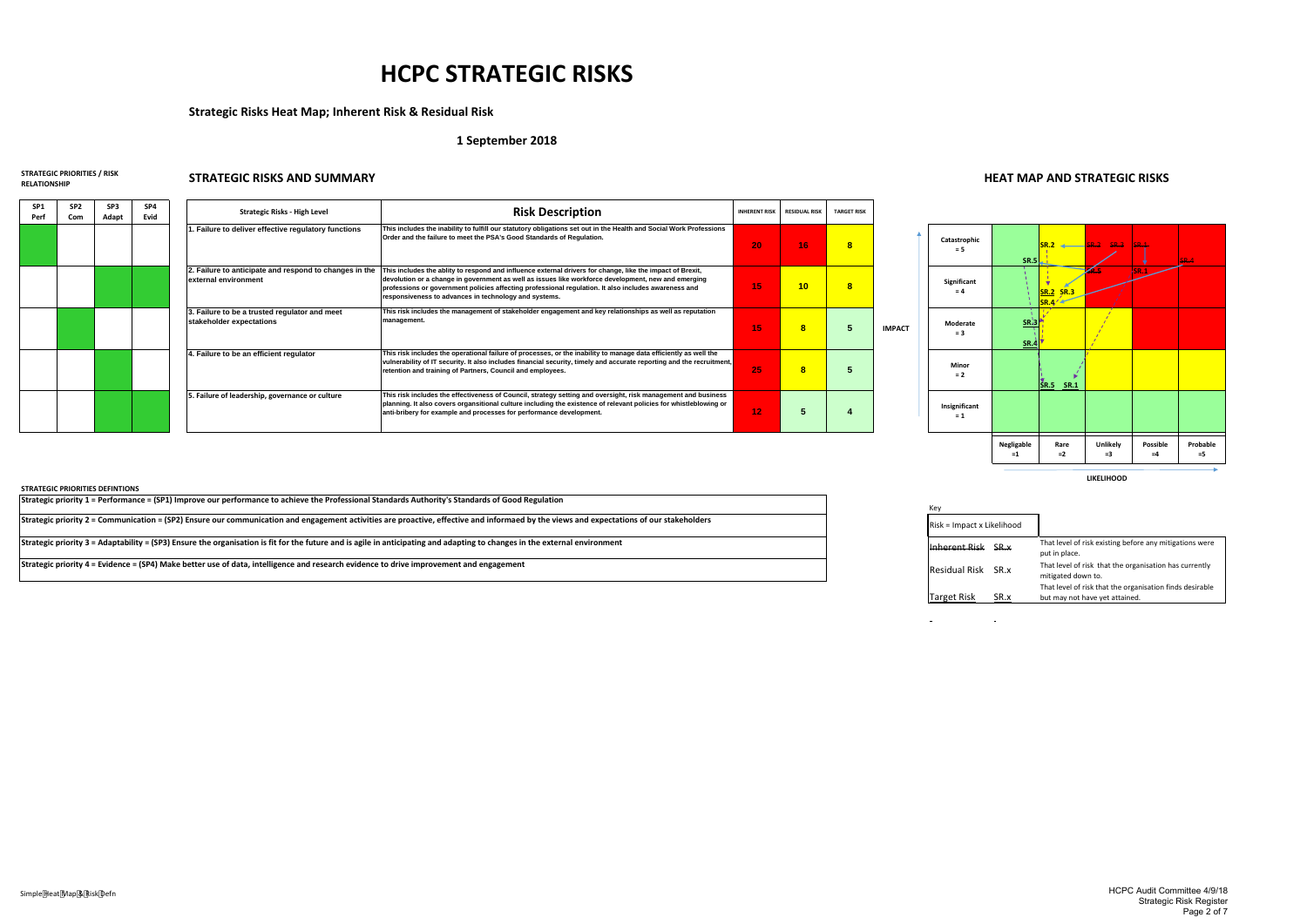# HCPC STRATEGIC RISKS

## Strategic Risks Heat Map; Inherent Risk & Residual Risk

### 1 September 2018

#### STRATEGIC PRIORITIES / RISK RELATIONSHIP

#### STRATEGIC RISKS AND SUMMARY

| SP1 Perf | SP2 Com | SP3 Adapt | SP4 Evid | Strategic Risks - High Level | Risk Description | INHERENT RISK | RESIDUAL RISK | TARGET RISK |
|---|---|---|---|---|---|---|---|---|
| ✓ | | | | 1. Failure to deliver effective regulatory functions | This includes the inability to fulfill our statutory obligations set out in the Health and Social Work Professions Order and the failure to meet the PSA's Good Standards of Regulation. | 20 | 16 | 8 |
| | | ✓ | ✓ | 2. Failure to anticipate and respond to changes in the external environment | This includes the ablity to respond and influence external drivers for change, like the impact of Brexit, devolution or a change in government as well as issues like workforce development, new and emerging professions or government policies affecting professional regulation. It also includes awareness and responsiveness to advances in technology and systems. | 15 | 10 | 8 |
| | ✓ | | | 3. Failure to be a trusted regulator and meet stakeholder expectations | This risk includes the management of stakeholder engagement and key relationships as well as reputation management. | 15 | 8 | 5 |
| | | ✓ | | 4. Failure to be an efficient regulator | This risk includes the operational failure of processes, or the inability to manage data efficiently as well the vulnerability of IT security. It also includes financial security, timely and accurate reporting and the recruitment, retention and training of Partners, Council and employees. | 25 | 8 | 5 |
| | | ✓ | ✓ | 5. Failure of leadership, governance or culture | This risk includes the effectiveness of Council, strategy setting and oversight, risk management and business planning. It also covers organsitional culture including the existence of relevant policies for whistleblowing or anti-bribery for example and processes for performance development. | 12 | 5 | 4 |

#### HEAT MAP AND STRATEGIC RISKS

| IMPACT | Negligable =1 | Rare =2 | Unlikely =3 | Possible =4 | Probable =5 |
|---|---|---|---|---|---|
| Catastrophic = 5 | SR.5 | SR.2 | ~~SR.2~~ ~~SR.3~~ | ~~SR.1~~ | ~~SR.4~~ |
| Significant = 4 | | SR.2 SR.3 SR.4 | ~~SR.5~~ | SR.1 | |
| Moderate = 3 | SR.3 SR.4 | | | | |
| Minor = 2 | | SR.5 SR.1 | | | |
| Insignificant = 1 | | | | | |

LIKELIHOOD

#### STRATEGIC PRIORITIES DEFINTIONS

Strategic priority 1 = Performance = (SP1) Improve our performance to achieve the Professional Standards Authority's Standards of Good Regulation

Strategic priority 2 = Communication = (SP2) Ensure our communication and engagement activities are proactive, effective and informaed by the views and expectations of our stakeholders

Strategic priority 3 = Adaptability = (SP3) Ensure the organisation is fit for the future and is agile in anticipating and adapting to changes in the external environment

Strategic priority 4 = Evidence = (SP4) Make better use of data, intelligence and research evidence to drive improvement and engagement

Key

Risk = Impact x Likelihood

| | | |
|---|---|---|
| ~~Inherent Risk~~ | ~~SR.x~~ | That level of risk existing before any mitigations were put in place. |
| Residual Risk | SR.x | That level of risk that the organisation has currently mitigated down to. |
| Target Risk | SR.x | That level of risk that the organisation finds desirable but may not have yet attained. |

HCPC Audit Committee 4/9/18
Strategic Risk Register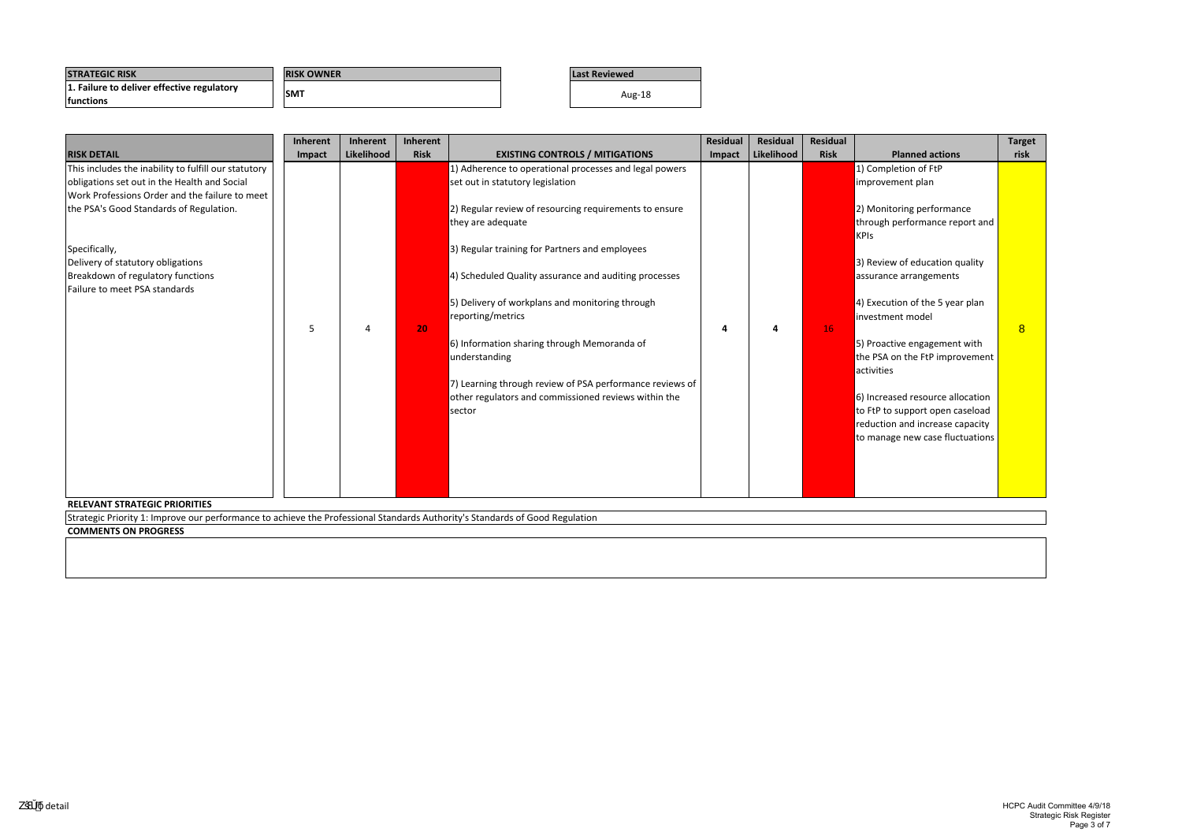| STRATEGIC RISK | RISK OWNER | Last Reviewed |
|---|---|---|
| 1. Failure to deliver effective regulatory functions | SMT | Aug-18 |

| RISK DETAIL | Inherent Impact | Inherent Likelihood | Inherent Risk | EXISTING CONTROLS / MITIGATIONS | Residual Impact | Residual Likelihood | Residual Risk | Planned actions | Target risk |
|---|---|---|---|---|---|---|---|---|---|
| This includes the inability to fulfill our statutory obligations set out in the Health and Social Work Professions Order and the failure to meet the PSA's Good Standards of Regulation.<br><br>Specifically,<br>Delivery of statutory obligations<br>Breakdown of regulatory functions<br>Failure to meet PSA standards | 5 | 4 | 20 | 1) Adherence to operational processes and legal powers set out in statutory legislation<br><br>2) Regular review of resourcing requirements to ensure they are adequate<br><br>3) Regular training for Partners and employees<br><br>4) Scheduled Quality assurance and auditing processes<br><br>5) Delivery of workplans and monitoring through reporting/metrics<br><br>6) Information sharing through Memoranda of understanding<br><br>7) Learning through review of PSA performance reviews of other regulators and commissioned reviews within the sector | 4 | 4 | 16 | 1) Completion of FtP improvement plan<br><br>2) Monitoring performance through performance report and KPIs<br><br>3) Review of education quality assurance arrangements<br><br>4) Execution of the 5 year plan investment model<br><br>5) Proactive engagement with the PSA on the FtP improvement activities<br><br>6) Increased resource allocation to FtP to support open caseload reduction and increase capacity to manage new case fluctuations | 8 |

**RELEVANT STRATEGIC PRIORITIES**

Strategic Priority 1: Improve our performance to achieve the Professional Standards Authority's Standards of Good Regulation

**COMMENTS ON PROGRESS**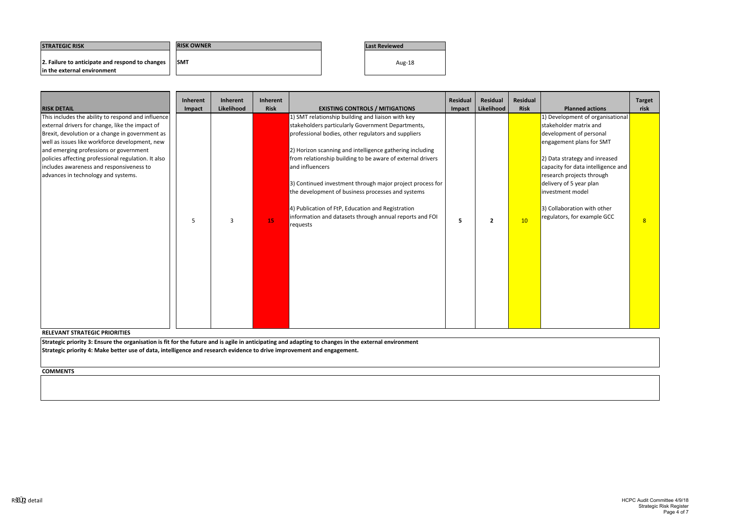| STRATEGIC RISK | RISK OWNER | Last Reviewed |
|---|---|---|
| **2. Failure to anticipate and respond to changes in the external environment** | **SMT** | Aug-18 |

| RISK DETAIL | Inherent Impact | Inherent Likelihood | Inherent Risk | EXISTING CONTROLS / MITIGATIONS | Residual Impact | Residual Likelihood | Residual Risk | Planned actions | Target risk |
|---|---|---|---|---|---|---|---|---|---|
| This includes the ability to respond and influence external drivers for change, like the impact of Brexit, devolution or a change in government as well as issues like workforce development, new and emerging professions or government policies affecting professional regulation. It also includes awareness and responsiveness to advances in technology and systems. | 5 | 3 | 15 | 1) SMT relationship building and liaison with key stakeholders particularly Government Departments, professional bodies, other regulators and suppliers<br><br>2) Horizon scanning and intelligence gathering including from relationship building to be aware of external drivers and influencers<br><br>3) Continued investment through major project process for the development of business processes and systems<br><br>4) Publication of FtP, Education and Registration information and datasets through annual reports and FOI requests | **5** | **2** | 10 | 1) Development of organisational stakeholder matrix and development of personal engagement plans for SMT<br><br>2) Data strategy and inreased capacity for data intelligence and research projects through delivery of 5 year plan investment model<br><br>3) Collaboration with other regulators, for example GCC | 8 |

**RELEVANT STRATEGIC PRIORITIES**

**Strategic priority 3: Ensure the organisation is fit for the future and is agile in anticipating and adapting to changes in the external environment**
**Strategic priority 4: Make better use of data, intelligence and research evidence to drive improvement and engagement.**

**COMMENTS**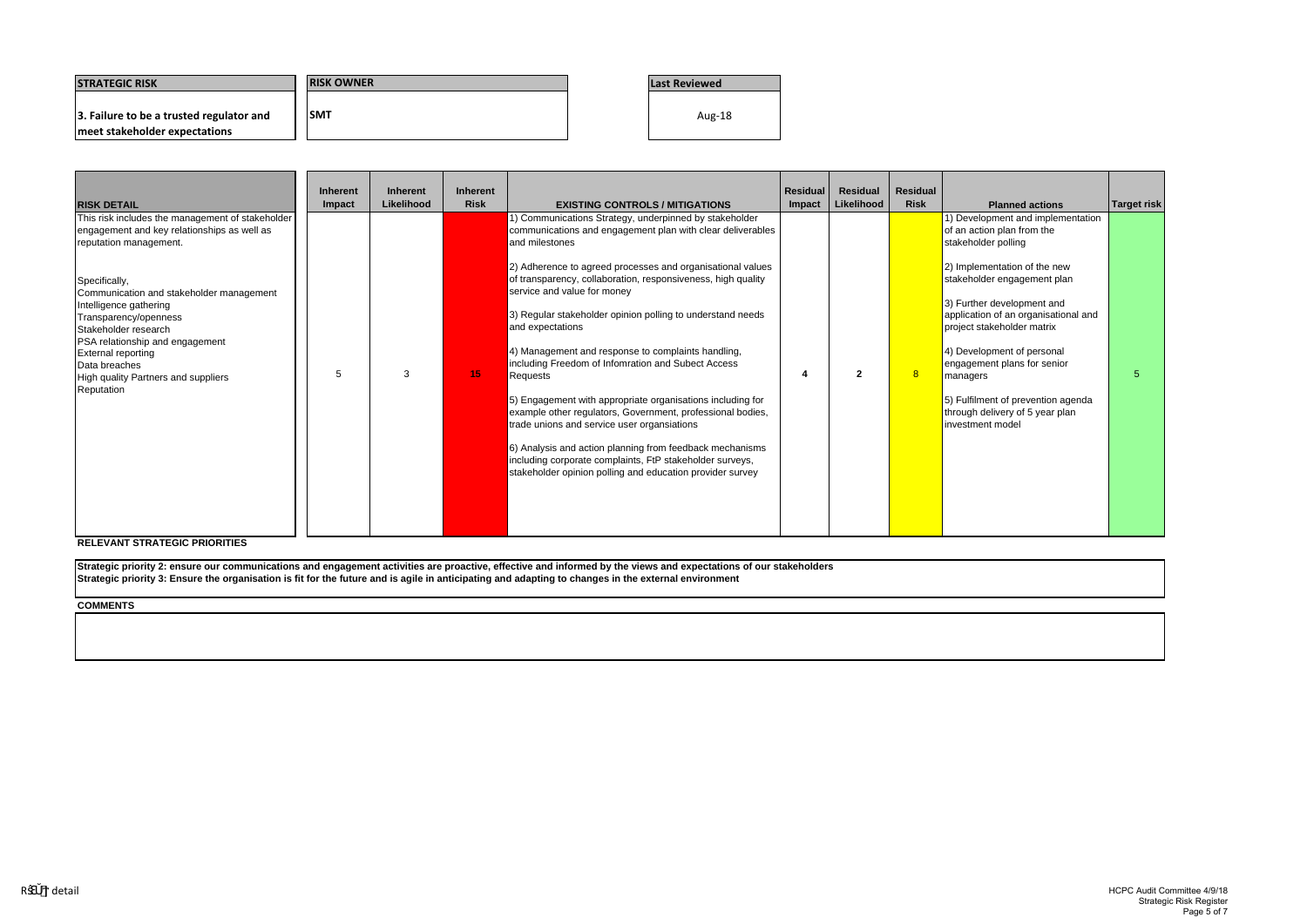| STRATEGIC RISK | RISK OWNER | Last Reviewed |
|---|---|---|
| **3. Failure to be a trusted regulator and meet stakeholder expectations** | **SMT** | Aug-18 |

| RISK DETAIL | Inherent Impact | Inherent Likelihood | Inherent Risk | EXISTING CONTROLS / MITIGATIONS | Residual Impact | Residual Likelihood | Residual Risk | Planned actions | Target risk |
|---|---|---|---|---|---|---|---|---|---|
| This risk includes the management of stakeholder engagement and key relationships as well as reputation management.<br><br>Specifically,<br>Communication and stakeholder management<br>Intelligence gathering<br>Transparency/openness<br>Stakeholder research<br>PSA relationship and engagement<br>External reporting<br>Data breaches<br>High quality Partners and suppliers<br>Reputation | 5 | 3 | 15 | 1) Communications Strategy, underpinned by stakeholder communications and engagement plan with clear deliverables and milestones<br><br>2) Adherence to agreed processes and organisational values of transparency, collaboration, responsiveness, high quality service and value for money<br><br>3) Regular stakeholder opinion polling to understand needs and expectations<br><br>4) Management and response to complaints handling, including Freedom of Infomration and Subect Access Requests<br><br>5) Engagement with appropriate organisations including for example other regulators, Government, professional bodies, trade unions and service user organsiations<br><br>6) Analysis and action planning from feedback mechanisms including corporate complaints, FtP stakeholder surveys, stakeholder opinion polling and education provider survey | 4 | 2 | 8 | 1) Development and implementation of an action plan from the stakeholder polling<br><br>2) Implementation of the new stakeholder engagement plan<br><br>3) Further development and application of an organisational and project stakeholder matrix<br><br>4) Development of personal engagement plans for senior managers<br><br>5) Fulfilment of prevention agenda through delivery of 5 year plan investment model | 5 |

**RELEVANT STRATEGIC PRIORITIES**

**Strategic priority 2: ensure our communications and engagement activities are proactive, effective and informed by the views and expectations of our stakeholders**
**Strategic priority 3: Ensure the organisation is fit for the future and is agile in anticipating and adapting to changes in the external environment**

**COMMENTS**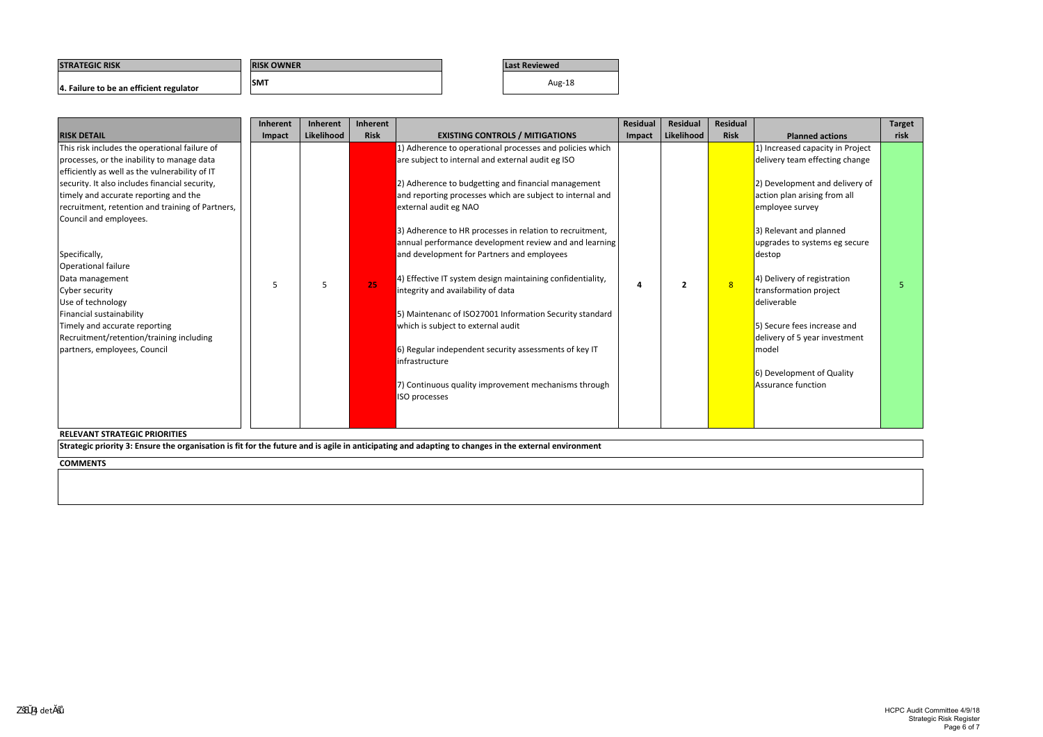| STRATEGIC RISK | RISK OWNER | Last Reviewed |
|---|---|---|
| **4. Failure to be an efficient regulator** | SMT | Aug-18 |

| RISK DETAIL | Inherent Impact | Inherent Likelihood | Inherent Risk | EXISTING CONTROLS / MITIGATIONS | Residual Impact | Residual Likelihood | Residual Risk | Planned actions | Target risk |
|---|---|---|---|---|---|---|---|---|---|
| This risk includes the operational failure of processes, or the inability to manage data efficiently as well as the vulnerability of IT security. It also includes financial security, timely and accurate reporting and the recruitment, retention and training of Partners, Council and employees.<br><br>Specifically,<br>Operational failure<br>Data management<br>Cyber security<br>Use of technology<br>Financial sustainability<br>Timely and accurate reporting<br>Recruitment/retention/training including partners, employees, Council | 5 | 5 | 25 | 1) Adherence to operational processes and policies which are subject to internal and external audit eg ISO<br><br>2) Adherence to budgetting and financial management and reporting processes which are subject to internal and external audit eg NAO<br><br>3) Adherence to HR processes in relation to recruitment, annual performance development review and and learning and development for Partners and employees<br><br>4) Effective IT system design maintaining confidentiality, integrity and availability of data<br><br>5) Maintenanc of ISO27001 Information Security standard which is subject to external audit<br><br>6) Regular independent security assessments of key IT infrastructure<br><br>7) Continuous quality improvement mechanisms through ISO processes | 4 | 2 | 8 | 1) Increased capacity in Project delivery team effecting change<br><br>2) Development and delivery of action plan arising from all employee survey<br><br>3) Relevant and planned upgrades to systems eg secure destop<br><br>4) Delivery of registration transformation project deliverable<br><br>5) Secure fees increase and delivery of 5 year investment model<br><br>6) Development of Quality Assurance function | 5 |

**RELEVANT STRATEGIC PRIORITIES**

**Strategic priority 3: Ensure the organisation is fit for the future and is agile in anticipating and adapting to changes in the external environment**

**COMMENTS**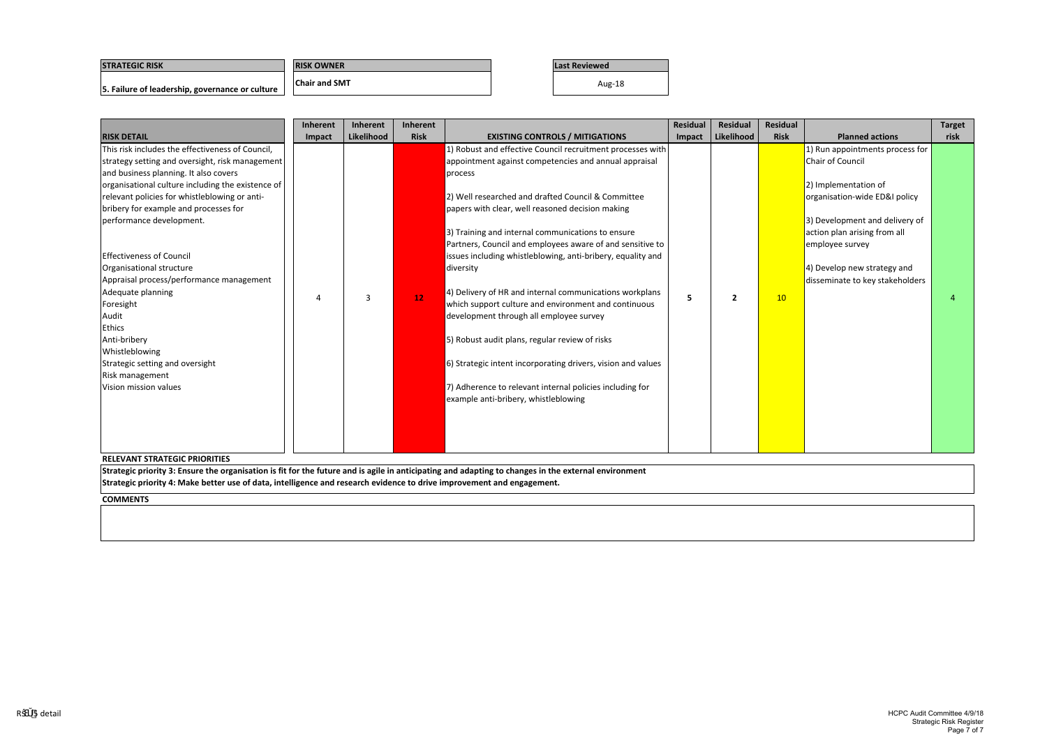| STRATEGIC RISK | RISK OWNER | Last Reviewed |
|---|---|---|
| 5. Failure of leadership, governance or culture | Chair and SMT | Aug-18 |

| RISK DETAIL | Inherent Impact | Inherent Likelihood | Inherent Risk | EXISTING CONTROLS / MITIGATIONS | Residual Impact | Residual Likelihood | Residual Risk | Planned actions | Target risk |
|---|---|---|---|---|---|---|---|---|---|
| This risk includes the effectiveness of Council, strategy setting and oversight, risk management and business planning. It also covers organisational culture including the existence of relevant policies for whistleblowing or anti-bribery for example and processes for performance development.<br><br>Effectiveness of Council<br>Organisational structure<br>Appraisal process/performance management<br>Adequate planning<br>Foresight<br>Audit<br>Ethics<br>Anti-bribery<br>Whistleblowing<br>Strategic setting and oversight<br>Risk management<br>Vision mission values | 4 | 3 | 12 | 1) Robust and effective Council recruitment processes with appointment against competencies and annual appraisal process<br><br>2) Well researched and drafted Council & Committee papers with clear, well reasoned decision making<br><br>3) Training and internal communications to ensure Partners, Council and employees aware of and sensitive to issues including whistleblowing, anti-bribery, equality and diversity<br><br>4) Delivery of HR and internal communications workplans which support culture and environment and continuous development through all employee survey<br><br>5) Robust audit plans, regular review of risks<br><br>6) Strategic intent incorporating drivers, vision and values<br><br>7) Adherence to relevant internal policies including for example anti-bribery, whistleblowing | 5 | 2 | 10 | 1) Run appointments process for Chair of Council<br><br>2) Implementation of organisation-wide ED&I policy<br><br>3) Development and delivery of action plan arising from all employee survey<br><br>4) Develop new strategy and disseminate to key stakeholders | 4 |

**RELEVANT STRATEGIC PRIORITIES**

**Strategic priority 3: Ensure the organisation is fit for the future and is agile in anticipating and adapting to changes in the external environment**
**Strategic priority 4: Make better use of data, intelligence and research evidence to drive improvement and engagement.**

**COMMENTS**